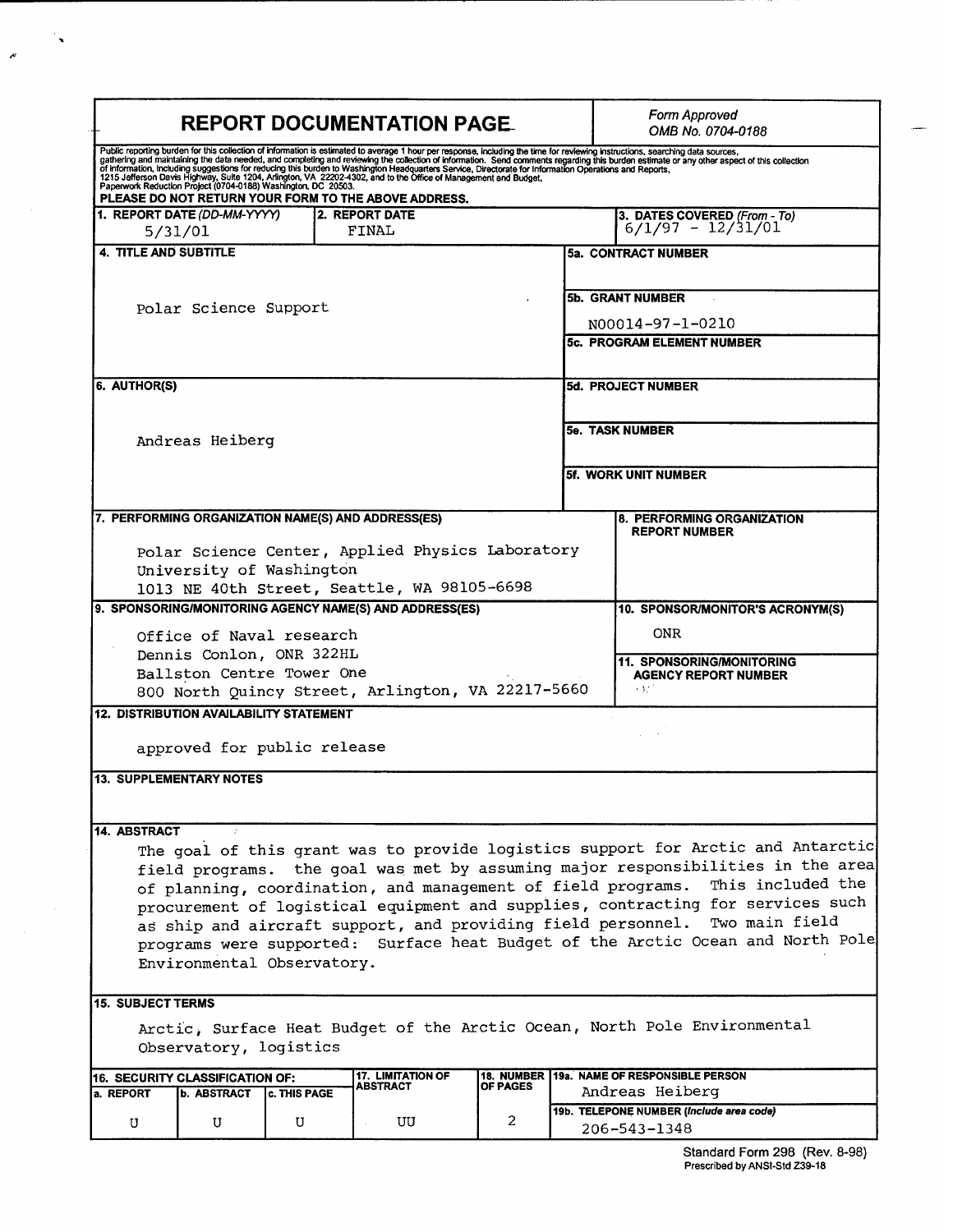# REPORT DOCUMENTATION PAGE

*Form Approved*
*OMB No. 0704-0188*

Public reporting burden for this collection of information is estimated to average 1 hour per response, including the time for reviewing instructions, searching data sources, gathering and maintaining the data needed, and completing and reviewing the collection of information. Send comments regarding this burden estimate or any other aspect of this collection of information, including suggestions for reducing this burden to Washington Headquarters Service, Directorate for Information Operations and Reports, 1215 Jefferson Davis Highway, Suite 1204, Arlington, VA 22202-4302, and to the Office of Management and Budget, Paperwork Reduction Project (0704-0188) Washington, DC 20503.

**PLEASE DO NOT RETURN YOUR FORM TO THE ABOVE ADDRESS.**

| Field | Value |
|---|---|
| 1. REPORT DATE (DD-MM-YYYY) | 5/31/01 |
| 2. REPORT DATE | FINAL |
| 3. DATES COVERED (From - To) | 6/1/97 - 12/31/01 |
| 4. TITLE AND SUBTITLE | Polar Science Support |
| 5a. CONTRACT NUMBER | |
| 5b. GRANT NUMBER | N00014-97-1-0210 |
| 5c. PROGRAM ELEMENT NUMBER | |
| 5d. PROJECT NUMBER | |
| 5e. TASK NUMBER | |
| 5f. WORK UNIT NUMBER | |
| 6. AUTHOR(S) | Andreas Heiberg |
| 7. PERFORMING ORGANIZATION NAME(S) AND ADDRESS(ES) | Polar Science Center, Applied Physics Laboratory<br>University of Washington<br>1013 NE 40th Street, Seattle, WA 98105-6698 |
| 8. PERFORMING ORGANIZATION REPORT NUMBER | |
| 9. SPONSORING/MONITORING AGENCY NAME(S) AND ADDRESS(ES) | Office of Naval research<br>Dennis Conlon, ONR 322HL<br>Ballston Centre Tower One<br>800 North Quincy Street, Arlington, VA 22217-5660 |
| 10. SPONSOR/MONITOR'S ACRONYM(S) | ONR |
| 11. SPONSORING/MONITORING AGENCY REPORT NUMBER | |

**12. DISTRIBUTION AVAILABILITY STATEMENT**

approved for public release

**13. SUPPLEMENTARY NOTES**

**14. ABSTRACT**

The goal of this grant was to provide logistics support for Arctic and Antarctic field programs. the goal was met by assuming major responsibilities in the area of planning, coordination, and management of field programs. This included the procurement of logistical equipment and supplies, contracting for services such as ship and aircraft support, and providing field personnel. Two main field programs were supported: Surface heat Budget of the Arctic Ocean and North Pole Environmental Observatory.

**15. SUBJECT TERMS**

Arctic, Surface Heat Budget of the Arctic Ocean, North Pole Environmental Observatory, logistics

| 16. SECURITY CLASSIFICATION OF: a. REPORT | b. ABSTRACT | c. THIS PAGE | 17. LIMITATION OF ABSTRACT | 18. NUMBER OF PAGES | 19a. NAME OF RESPONSIBLE PERSON | 19b. TELEPONE NUMBER (Include area code) |
|---|---|---|---|---|---|---|
| U | U | U | UU | 2 | Andreas Heiberg | 206-543-1348 |

Standard Form 298 (Rev. 8-98)
Prescribed by ANSI-Std Z39-18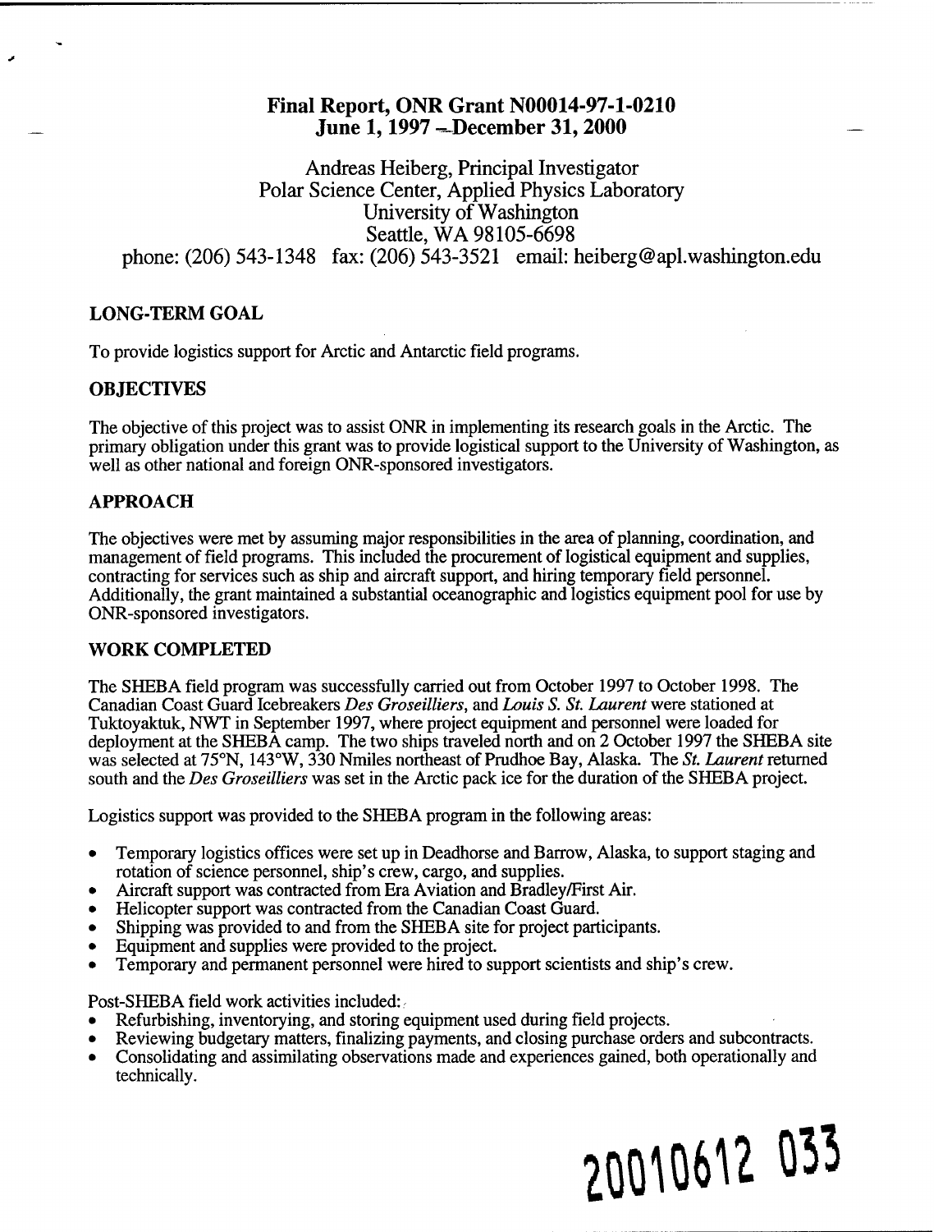# Final Report, ONR Grant N00014-97-1-0210
## June 1, 1997 – December 31, 2000

Andreas Heiberg, Principal Investigator
Polar Science Center, Applied Physics Laboratory
University of Washington
Seattle, WA 98105-6698
phone: (206) 543-1348 fax: (206) 543-3521 email: heiberg@apl.washington.edu

## LONG-TERM GOAL

To provide logistics support for Arctic and Antarctic field programs.

## OBJECTIVES

The objective of this project was to assist ONR in implementing its research goals in the Arctic. The primary obligation under this grant was to provide logistical support to the University of Washington, as well as other national and foreign ONR-sponsored investigators.

## APPROACH

The objectives were met by assuming major responsibilities in the area of planning, coordination, and management of field programs. This included the procurement of logistical equipment and supplies, contracting for services such as ship and aircraft support, and hiring temporary field personnel. Additionally, the grant maintained a substantial oceanographic and logistics equipment pool for use by ONR-sponsored investigators.

## WORK COMPLETED

The SHEBA field program was successfully carried out from October 1997 to October 1998. The Canadian Coast Guard Icebreakers *Des Groseilliers*, and *Louis S. St. Laurent* were stationed at Tuktoyaktuk, NWT in September 1997, where project equipment and personnel were loaded for deployment at the SHEBA camp. The two ships traveled north and on 2 October 1997 the SHEBA site was selected at 75°N, 143°W, 330 Nmiles northeast of Prudhoe Bay, Alaska. The *St. Laurent* returned south and the *Des Groseilliers* was set in the Arctic pack ice for the duration of the SHEBA project.

Logistics support was provided to the SHEBA program in the following areas:

- Temporary logistics offices were set up in Deadhorse and Barrow, Alaska, to support staging and rotation of science personnel, ship's crew, cargo, and supplies.
- Aircraft support was contracted from Era Aviation and Bradley/First Air.
- Helicopter support was contracted from the Canadian Coast Guard.
- Shipping was provided to and from the SHEBA site for project participants.
- Equipment and supplies were provided to the project.
- Temporary and permanent personnel were hired to support scientists and ship's crew.

Post-SHEBA field work activities included:

- Refurbishing, inventorying, and storing equipment used during field projects.
- Reviewing budgetary matters, finalizing payments, and closing purchase orders and subcontracts.
- Consolidating and assimilating observations made and experiences gained, both operationally and technically.

20010612 033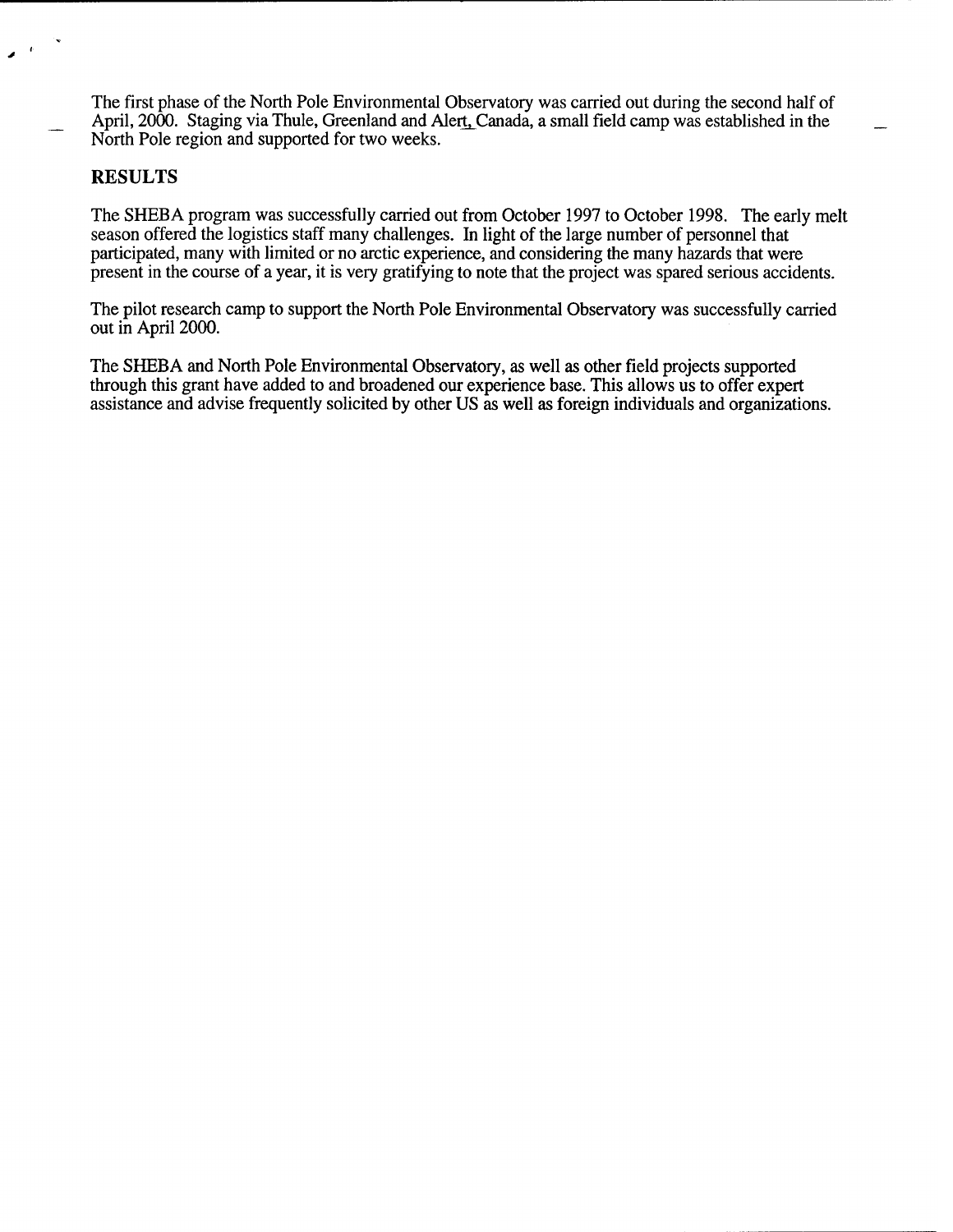The first phase of the North Pole Environmental Observatory was carried out during the second half of April, 2000. Staging via Thule, Greenland and Alert, Canada, a small field camp was established in the North Pole region and supported for two weeks.

## RESULTS

The SHEBA program was successfully carried out from October 1997 to October 1998. The early melt season offered the logistics staff many challenges. In light of the large number of personnel that participated, many with limited or no arctic experience, and considering the many hazards that were present in the course of a year, it is very gratifying to note that the project was spared serious accidents.

The pilot research camp to support the North Pole Environmental Observatory was successfully carried out in April 2000.

The SHEBA and North Pole Environmental Observatory, as well as other field projects supported through this grant have added to and broadened our experience base. This allows us to offer expert assistance and advise frequently solicited by other US as well as foreign individuals and organizations.